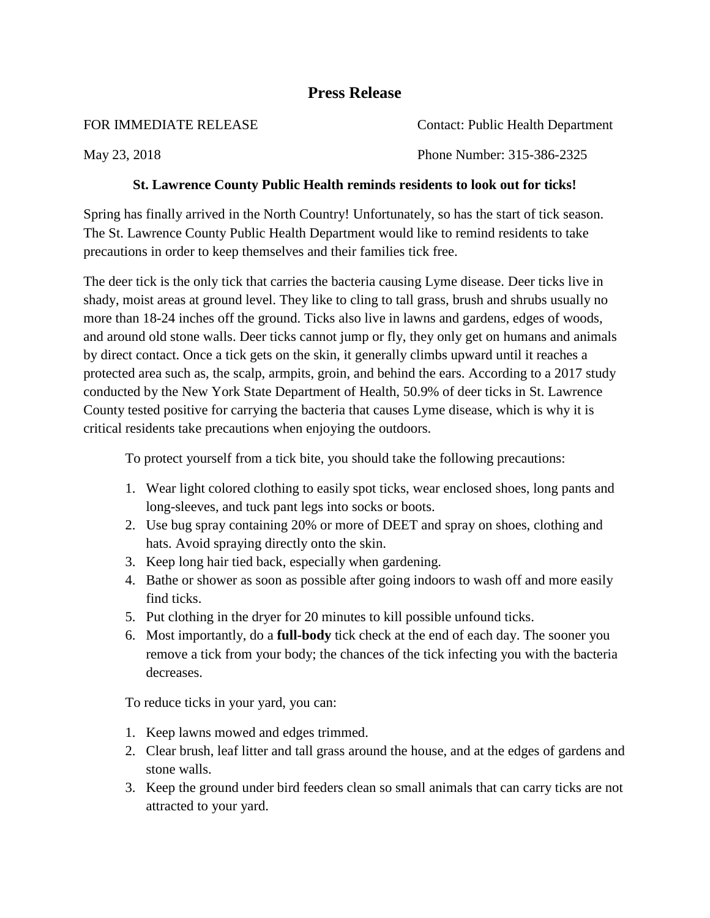# Press Release

FOR IMMEDIATE RELEASE  
Contact: Public Health Department

May 23, 2018  
Phone Number: 315-386-2325

**St. Lawrence County Public Health reminds residents to look out for ticks!**

Spring has finally arrived in the North Country! Unfortunately, so has the start of tick season. The St. Lawrence County Public Health Department would like to remind residents to take precautions in order to keep themselves and their families tick free.

The deer tick is the only tick that carries the bacteria causing Lyme disease. Deer ticks live in shady, moist areas at ground level. They like to cling to tall grass, brush and shrubs usually no more than 18-24 inches off the ground. Ticks also live in lawns and gardens, edges of woods, and around old stone walls. Deer ticks cannot jump or fly, they only get on humans and animals by direct contact. Once a tick gets on the skin, it generally climbs upward until it reaches a protected area such as, the scalp, armpits, groin, and behind the ears. According to a 2017 study conducted by the New York State Department of Health, 50.9% of deer ticks in St. Lawrence County tested positive for carrying the bacteria that causes Lyme disease, which is why it is critical residents take precautions when enjoying the outdoors.

To protect yourself from a tick bite, you should take the following precautions:

1. Wear light colored clothing to easily spot ticks, wear enclosed shoes, long pants and long-sleeves, and tuck pant legs into socks or boots.
2. Use bug spray containing 20% or more of DEET and spray on shoes, clothing and hats. Avoid spraying directly onto the skin.
3. Keep long hair tied back, especially when gardening.
4. Bathe or shower as soon as possible after going indoors to wash off and more easily find ticks.
5. Put clothing in the dryer for 20 minutes to kill possible unfound ticks.
6. Most importantly, do a **full-body** tick check at the end of each day. The sooner you remove a tick from your body; the chances of the tick infecting you with the bacteria decreases.

To reduce ticks in your yard, you can:

1. Keep lawns mowed and edges trimmed.
2. Clear brush, leaf litter and tall grass around the house, and at the edges of gardens and stone walls.
3. Keep the ground under bird feeders clean so small animals that can carry ticks are not attracted to your yard.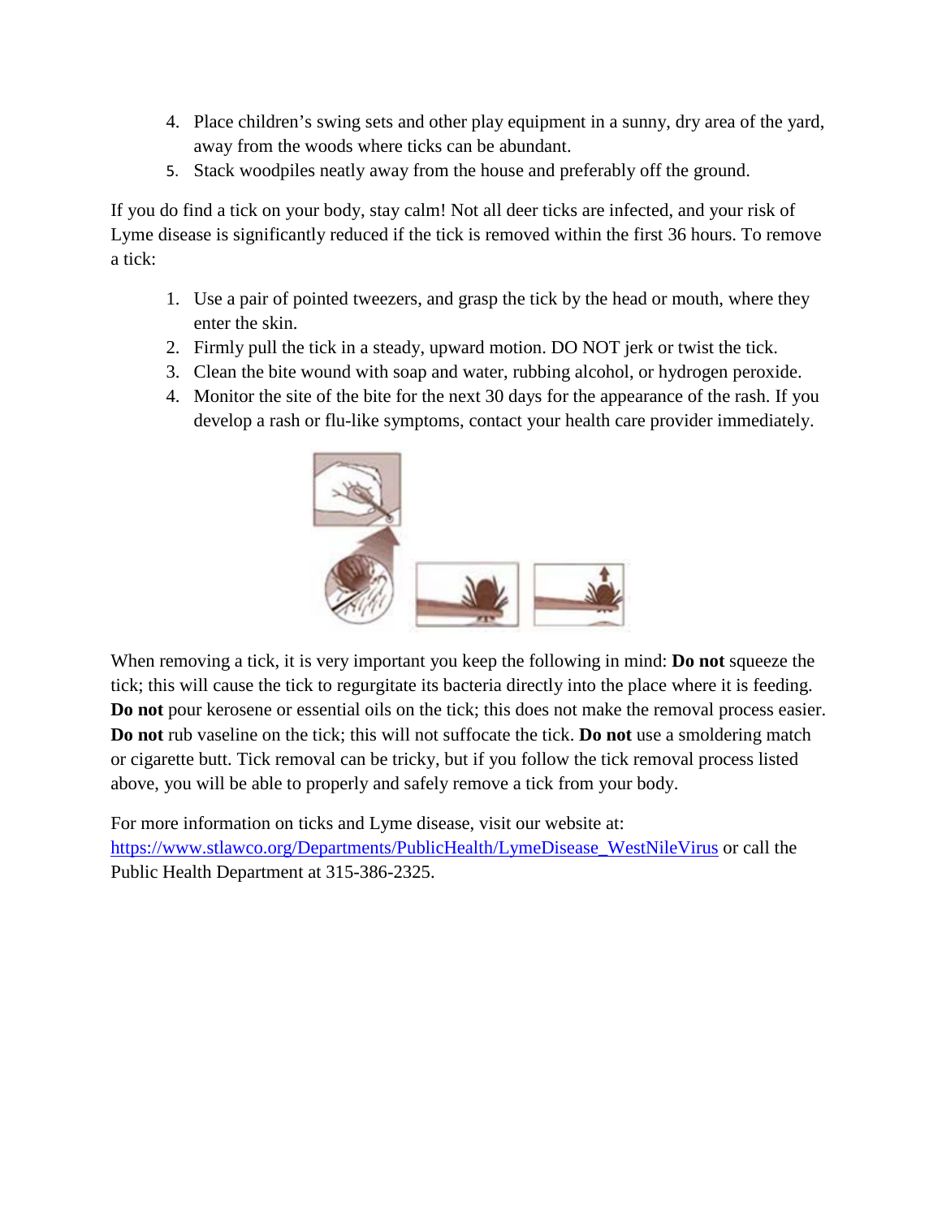4. Place children's swing sets and other play equipment in a sunny, dry area of the yard, away from the woods where ticks can be abundant.
5. Stack woodpiles neatly away from the house and preferably off the ground.

If you do find a tick on your body, stay calm! Not all deer ticks are infected, and your risk of Lyme disease is significantly reduced if the tick is removed within the first 36 hours. To remove a tick:

1. Use a pair of pointed tweezers, and grasp the tick by the head or mouth, where they enter the skin.
2. Firmly pull the tick in a steady, upward motion. DO NOT jerk or twist the tick.
3. Clean the bite wound with soap and water, rubbing alcohol, or hydrogen peroxide.
4. Monitor the site of the bite for the next 30 days for the appearance of the rash. If you develop a rash or flu-like symptoms, contact your health care provider immediately.

When removing a tick, it is very important you keep the following in mind: **Do not** squeeze the tick; this will cause the tick to regurgitate its bacteria directly into the place where it is feeding. **Do not** pour kerosene or essential oils on the tick; this does not make the removal process easier. **Do not** rub vaseline on the tick; this will not suffocate the tick. **Do not** use a smoldering match or cigarette butt. Tick removal can be tricky, but if you follow the tick removal process listed above, you will be able to properly and safely remove a tick from your body.

For more information on ticks and Lyme disease, visit our website at: [https://www.stlawco.org/Departments/PublicHealth/LymeDisease_WestNileVirus](https://www.stlawco.org/Departments/PublicHealth/LymeDisease_WestNileVirus) or call the Public Health Department at 315-386-2325.